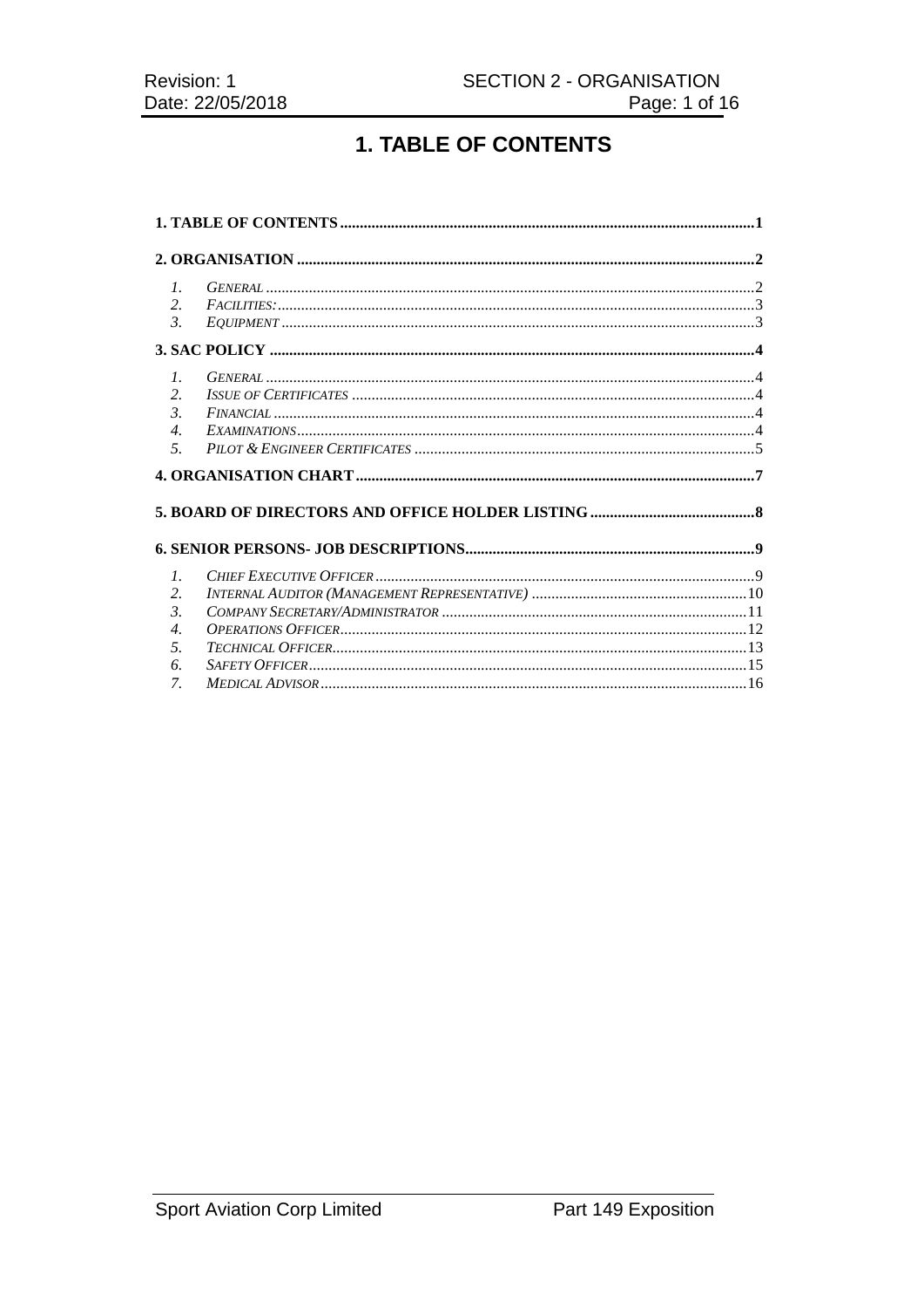# 1. TABLE OF CONTENTS

**1. TABLE OF CONTENTS** ........................................................ 1

**2. ORGANISATION** ........................................................ 2

1. *GENERAL* ........................................................ 2
2. *FACILITIES:* ........................................................ 3
3. *EQUIPMENT* ........................................................ 3

**3. SAC POLICY** ........................................................ 4

1. *GENERAL* ........................................................ 4
2. *ISSUE OF CERTIFICATES* ........................................................ 4
3. *FINANCIAL* ........................................................ 4
4. *EXAMINATIONS* ........................................................ 4
5. *PILOT & ENGINEER CERTIFICATES* ........................................................ 5

**4. ORGANISATION CHART** ........................................................ 7

**5. BOARD OF DIRECTORS AND OFFICE HOLDER LISTING** ........................................................ 8

**6. SENIOR PERSONS- JOB DESCRIPTIONS** ........................................................ 9

1. *CHIEF EXECUTIVE OFFICER* ........................................................ 9
2. *INTERNAL AUDITOR (MANAGEMENT REPRESENTATIVE)* ........................................................ 10
3. *COMPANY SECRETARY/ADMINISTRATOR* ........................................................ 11
4. *OPERATIONS OFFICER* ........................................................ 12
5. *TECHNICAL OFFICER* ........................................................ 13
6. *SAFETY OFFICER* ........................................................ 15
7. *MEDICAL ADVISOR* ........................................................ 16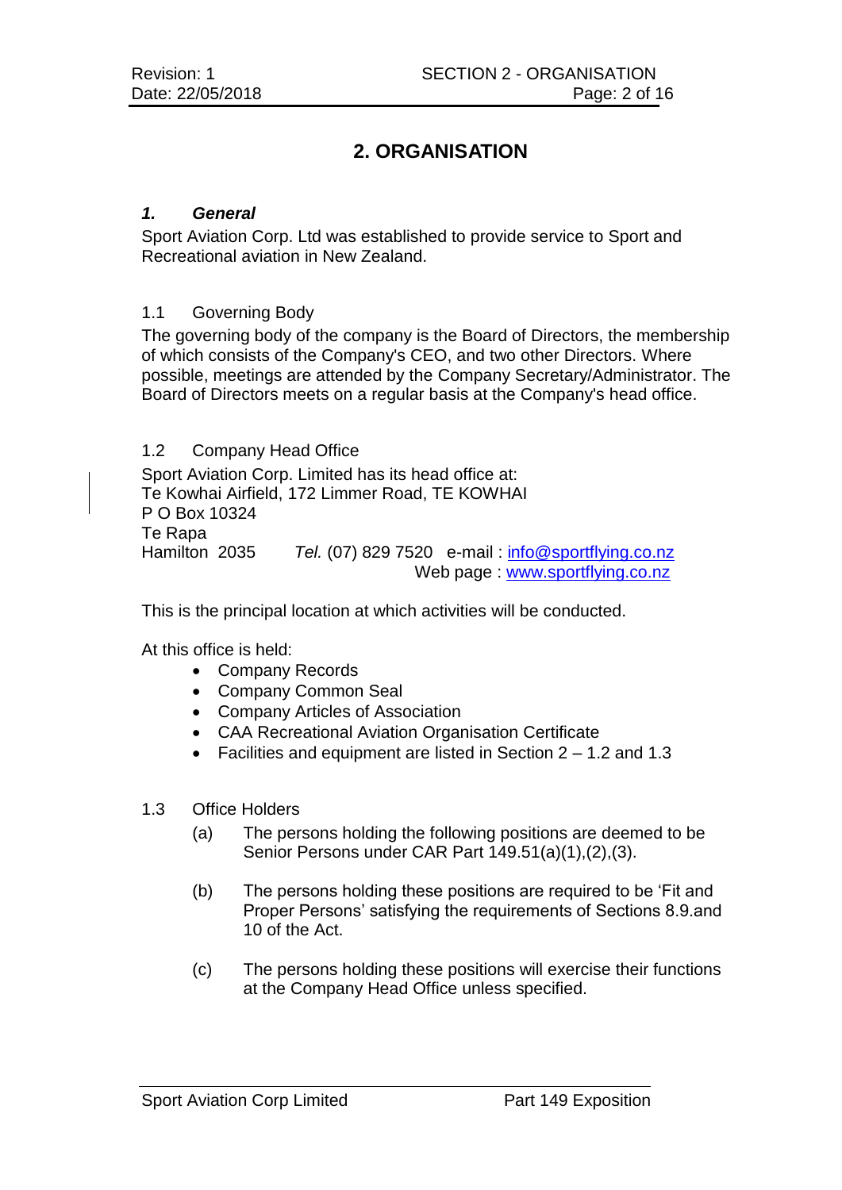# 2. ORGANISATION

### *1. General*

Sport Aviation Corp. Ltd was established to provide service to Sport and Recreational aviation in New Zealand.

1.1 Governing Body

The governing body of the company is the Board of Directors, the membership of which consists of the Company's CEO, and two other Directors. Where possible, meetings are attended by the Company Secretary/Administrator. The Board of Directors meets on a regular basis at the Company's head office.

1.2 Company Head Office

Sport Aviation Corp. Limited has its head office at:
Te Kowhai Airfield, 172 Limmer Road, TE KOWHAI
P O Box 10324
Te Rapa
Hamilton 2035 *Tel.* (07) 829 7520 e-mail : info@sportflying.co.nz
Web page : www.sportflying.co.nz

This is the principal location at which activities will be conducted.

At this office is held:

- Company Records
- Company Common Seal
- Company Articles of Association
- CAA Recreational Aviation Organisation Certificate
- Facilities and equipment are listed in Section 2 – 1.2 and 1.3

1.3 Office Holders

(a) The persons holding the following positions are deemed to be Senior Persons under CAR Part 149.51(a)(1),(2),(3).

(b) The persons holding these positions are required to be 'Fit and Proper Persons' satisfying the requirements of Sections 8.9.and 10 of the Act.

(c) The persons holding these positions will exercise their functions at the Company Head Office unless specified.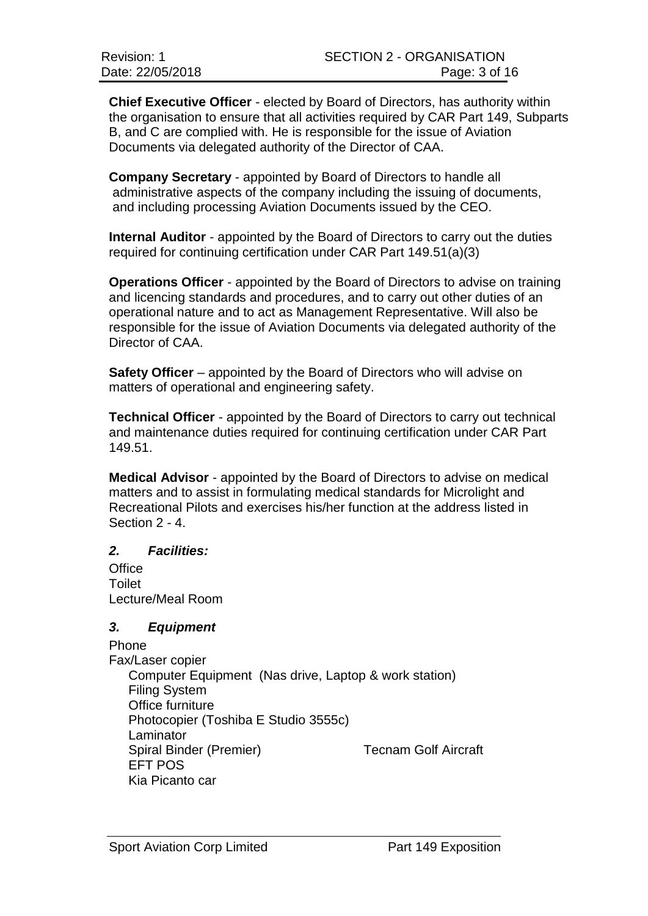**Chief Executive Officer** - elected by Board of Directors, has authority within the organisation to ensure that all activities required by CAR Part 149, Subparts B, and C are complied with. He is responsible for the issue of Aviation Documents via delegated authority of the Director of CAA.

**Company Secretary** - appointed by Board of Directors to handle all administrative aspects of the company including the issuing of documents, and including processing Aviation Documents issued by the CEO.

**Internal Auditor** - appointed by the Board of Directors to carry out the duties required for continuing certification under CAR Part 149.51(a)(3)

**Operations Officer** - appointed by the Board of Directors to advise on training and licencing standards and procedures, and to carry out other duties of an operational nature and to act as Management Representative. Will also be responsible for the issue of Aviation Documents via delegated authority of the Director of CAA.

**Safety Officer** – appointed by the Board of Directors who will advise on matters of operational and engineering safety.

**Technical Officer** - appointed by the Board of Directors to carry out technical and maintenance duties required for continuing certification under CAR Part 149.51.

**Medical Advisor** - appointed by the Board of Directors to advise on medical matters and to assist in formulating medical standards for Microlight and Recreational Pilots and exercises his/her function at the address listed in Section 2 - 4.

### ***2. Facilities:***

Office
Toilet
Lecture/Meal Room

### ***3. Equipment***

Phone
Fax/Laser copier
Computer Equipment (Nas drive, Laptop & work station)
Filing System
Office furniture
Photocopier (Toshiba E Studio 3555c)
Laminator
Spiral Binder (Premier)
Tecnam Golf Aircraft
EFT POS
Kia Picanto car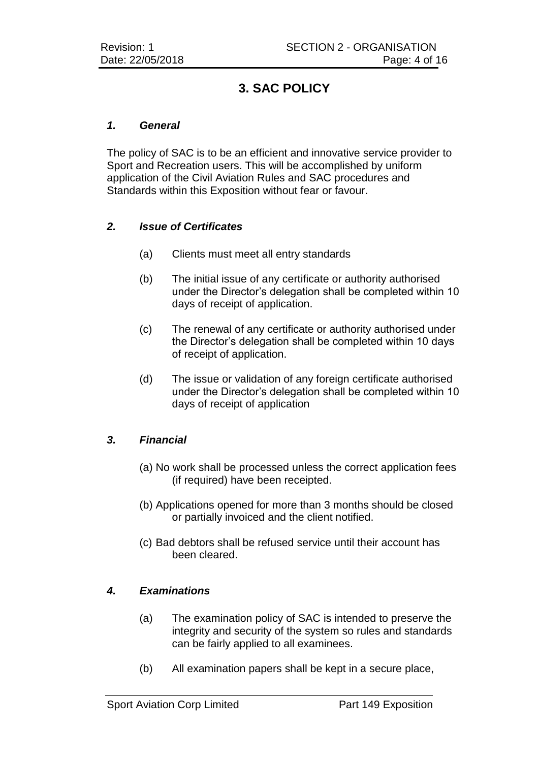# 3. SAC POLICY

## *1. General*

The policy of SAC is to be an efficient and innovative service provider to Sport and Recreation users. This will be accomplished by uniform application of the Civil Aviation Rules and SAC procedures and Standards within this Exposition without fear or favour.

## *2. Issue of Certificates*

(a) Clients must meet all entry standards

(b) The initial issue of any certificate or authority authorised under the Director's delegation shall be completed within 10 days of receipt of application.

(c) The renewal of any certificate or authority authorised under the Director's delegation shall be completed within 10 days of receipt of application.

(d) The issue or validation of any foreign certificate authorised under the Director's delegation shall be completed within 10 days of receipt of application

## *3. Financial*

(a) No work shall be processed unless the correct application fees (if required) have been receipted.

(b) Applications opened for more than 3 months should be closed or partially invoiced and the client notified.

(c) Bad debtors shall be refused service until their account has been cleared.

## *4. Examinations*

(a) The examination policy of SAC is intended to preserve the integrity and security of the system so rules and standards can be fairly applied to all examinees.

(b) All examination papers shall be kept in a secure place,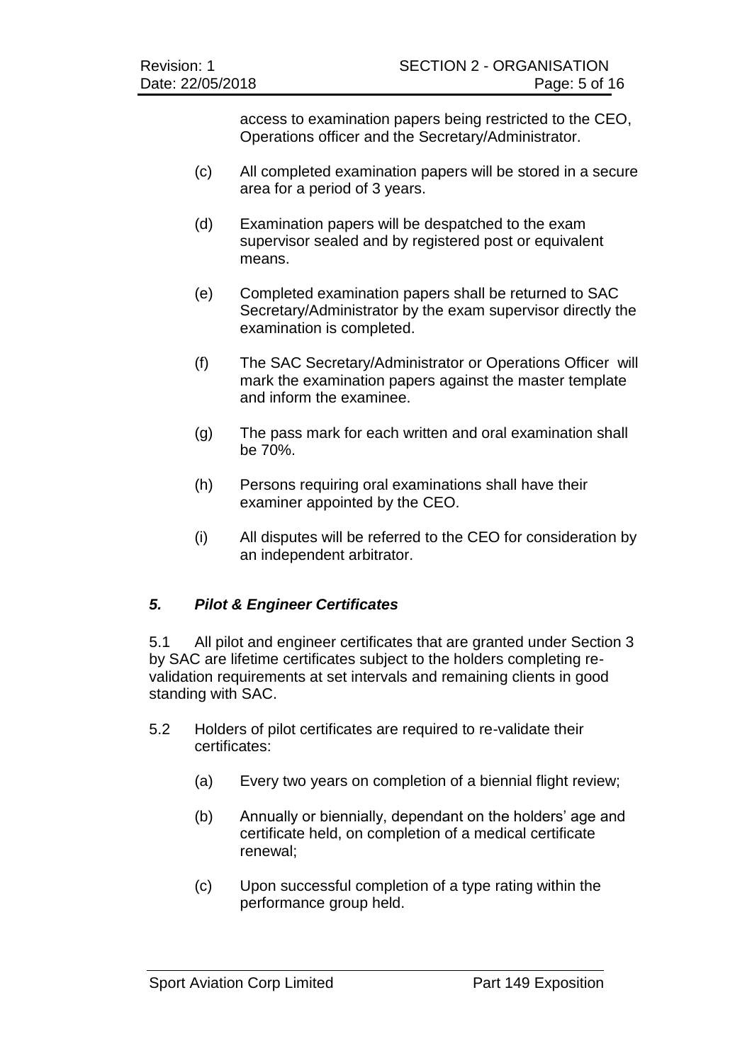access to examination papers being restricted to the CEO, Operations officer and the Secretary/Administrator.

(c) All completed examination papers will be stored in a secure area for a period of 3 years.

(d) Examination papers will be despatched to the exam supervisor sealed and by registered post or equivalent means.

(e) Completed examination papers shall be returned to SAC Secretary/Administrator by the exam supervisor directly the examination is completed.

(f) The SAC Secretary/Administrator or Operations Officer will mark the examination papers against the master template and inform the examinee.

(g) The pass mark for each written and oral examination shall be 70%.

(h) Persons requiring oral examinations shall have their examiner appointed by the CEO.

(i) All disputes will be referred to the CEO for consideration by an independent arbitrator.

### *5. Pilot & Engineer Certificates*

5.1 All pilot and engineer certificates that are granted under Section 3 by SAC are lifetime certificates subject to the holders completing re-validation requirements at set intervals and remaining clients in good standing with SAC.

5.2 Holders of pilot certificates are required to re-validate their certificates:

(a) Every two years on completion of a biennial flight review;

(b) Annually or biennially, dependant on the holders' age and certificate held, on completion of a medical certificate renewal;

(c) Upon successful completion of a type rating within the performance group held.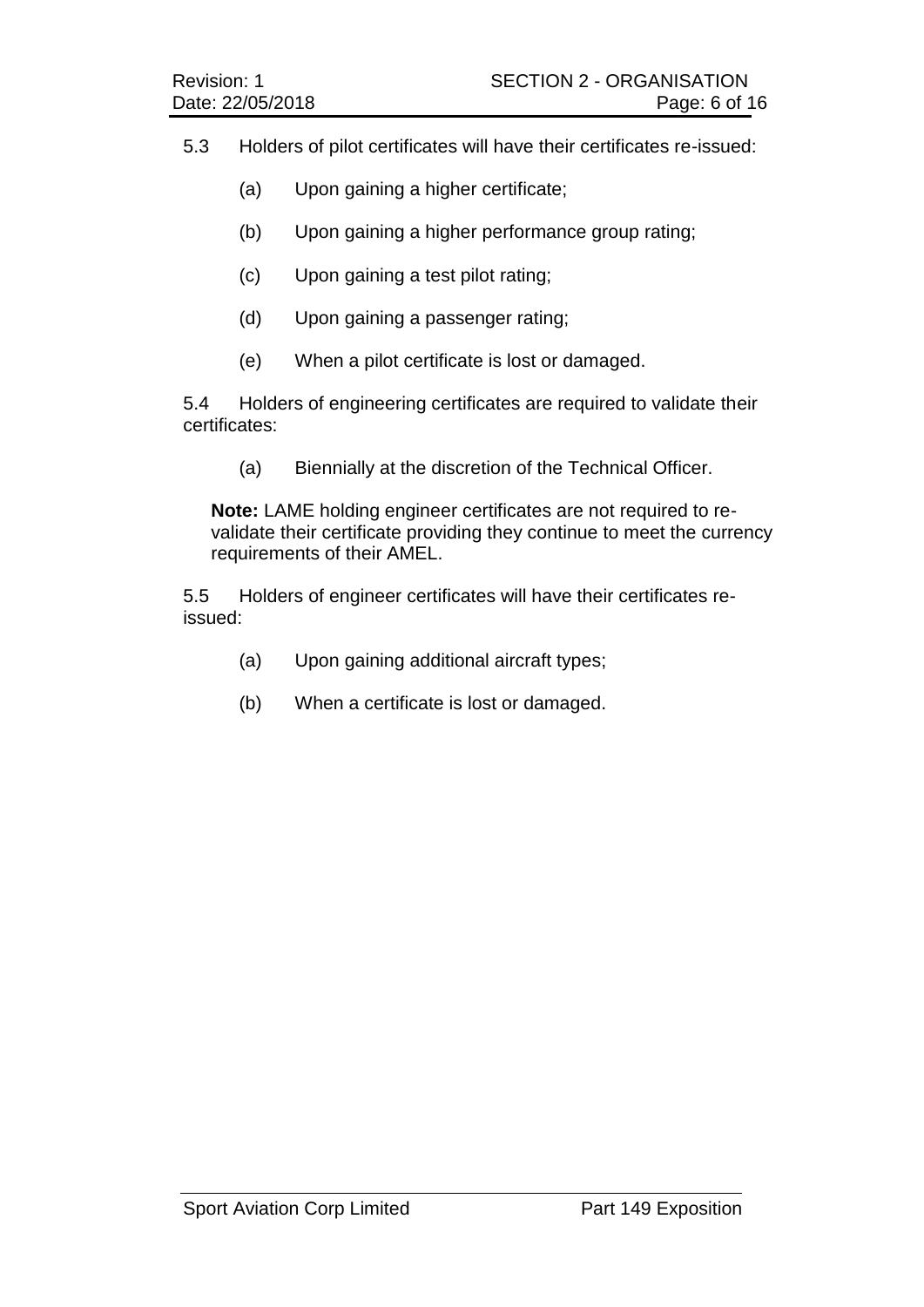5.3 Holders of pilot certificates will have their certificates re-issued:

(a) Upon gaining a higher certificate;

(b) Upon gaining a higher performance group rating;

(c) Upon gaining a test pilot rating;

(d) Upon gaining a passenger rating;

(e) When a pilot certificate is lost or damaged.

5.4 Holders of engineering certificates are required to validate their certificates:

(a) Biennially at the discretion of the Technical Officer.

**Note:** LAME holding engineer certificates are not required to re-validate their certificate providing they continue to meet the currency requirements of their AMEL.

5.5 Holders of engineer certificates will have their certificates re-issued:

(a) Upon gaining additional aircraft types;

(b) When a certificate is lost or damaged.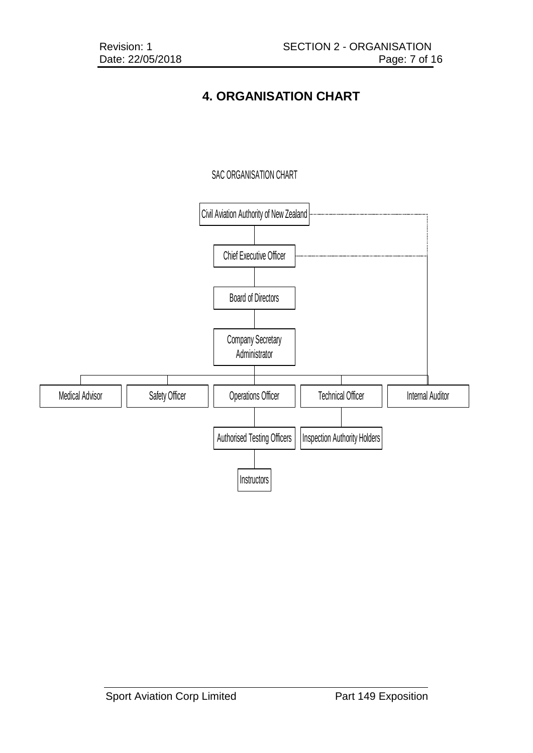# 4. ORGANISATION CHART

SAC ORGANISATION CHART

- Civil Aviation Authority of New Zealand
  - Chief Executive Officer
    - Board of Directors
      - Company Secretary Administrator
        - Medical Advisor
        - Safety Officer
        - Operations Officer
          - Authorised Testing Officers
            - Instructors
        - Technical Officer
          - Inspection Authority Holders
        - Internal Auditor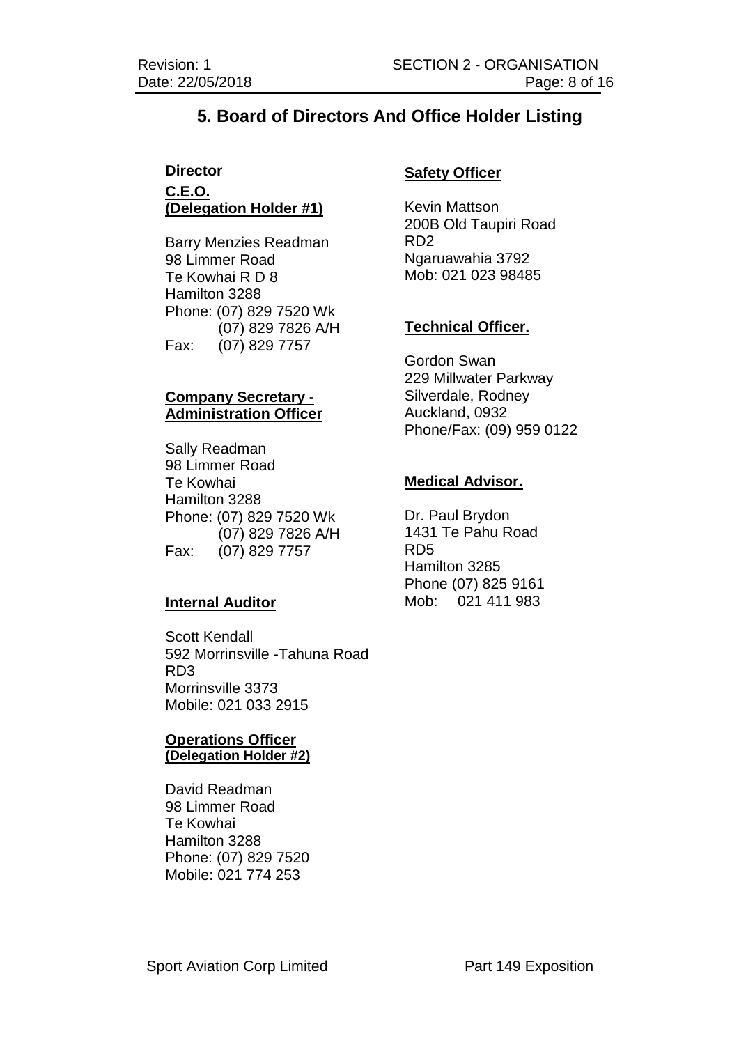## 5. Board of Directors And Office Holder Listing

**Director**

**C.E.O.**
**(Delegation Holder #1)**

Barry Menzies Readman
98 Limmer Road
Te Kowhai R D 8
Hamilton 3288
Phone: (07) 829 7520 Wk
(07) 829 7826 A/H
Fax: (07) 829 7757

**Company Secretary - Administration Officer**

Sally Readman
98 Limmer Road
Te Kowhai
Hamilton 3288
Phone: (07) 829 7520 Wk
(07) 829 7826 A/H
Fax: (07) 829 7757

**Internal Auditor**

Scott Kendall
592 Morrinsville -Tahuna Road
RD3
Morrinsville 3373
Mobile: 021 033 2915

**Operations Officer**
**(Delegation Holder #2)**

David Readman
98 Limmer Road
Te Kowhai
Hamilton 3288
Phone: (07) 829 7520
Mobile: 021 774 253

**Safety Officer**

Kevin Mattson
200B Old Taupiri Road
RD2
Ngaruawahia 3792
Mob: 021 023 98485

**Technical Officer.**

Gordon Swan
229 Millwater Parkway
Silverdale, Rodney
Auckland, 0932
Phone/Fax: (09) 959 0122

**Medical Advisor.**

Dr. Paul Brydon
1431 Te Pahu Road
RD5
Hamilton 3285
Phone (07) 825 9161
Mob: 021 411 983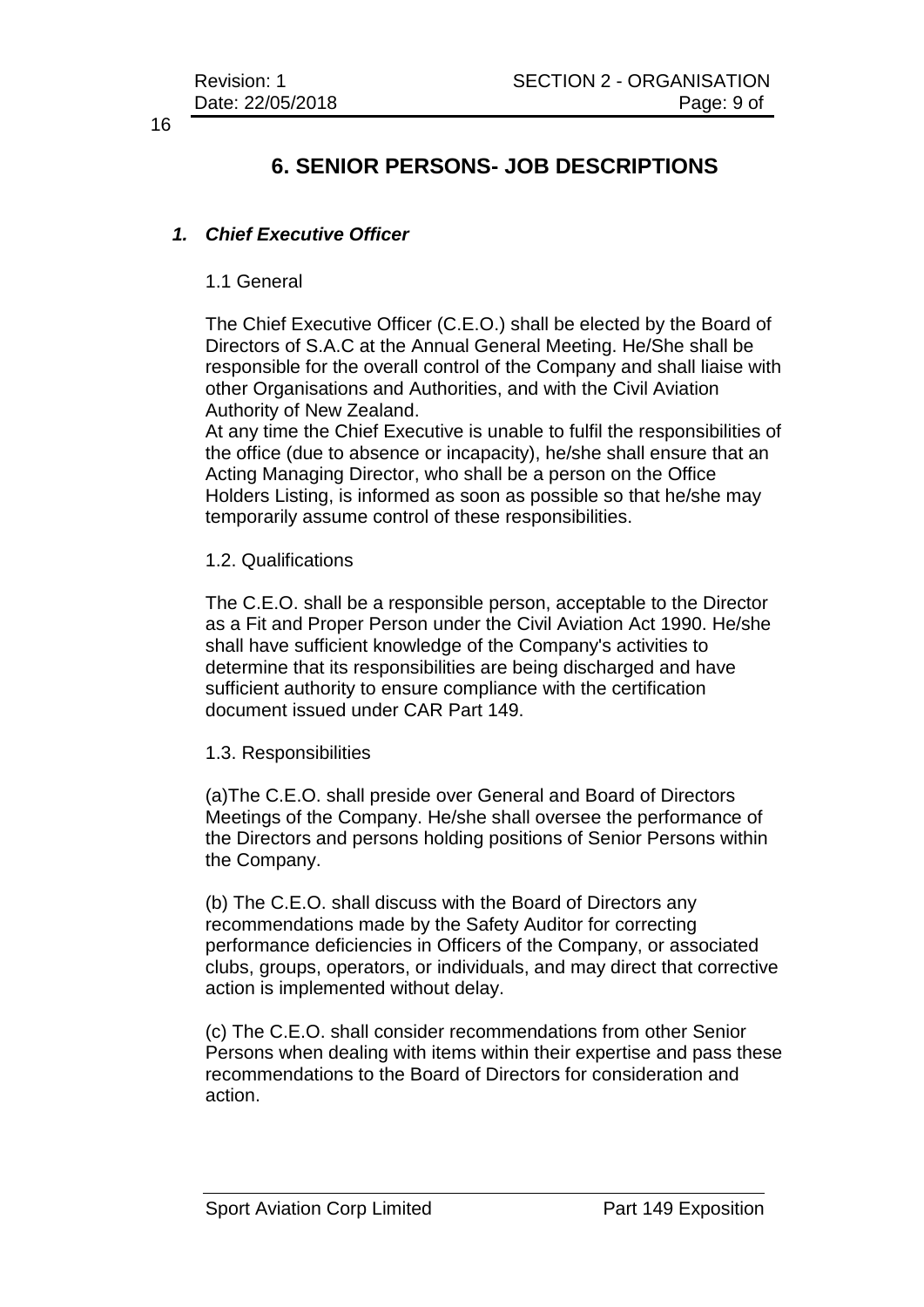# 6. SENIOR PERSONS- JOB DESCRIPTIONS

## *1. Chief Executive Officer*

### 1.1 General

The Chief Executive Officer (C.E.O.) shall be elected by the Board of Directors of S.A.C at the Annual General Meeting. He/She shall be responsible for the overall control of the Company and shall liaise with other Organisations and Authorities, and with the Civil Aviation Authority of New Zealand.

At any time the Chief Executive is unable to fulfil the responsibilities of the office (due to absence or incapacity), he/she shall ensure that an Acting Managing Director, who shall be a person on the Office Holders Listing, is informed as soon as possible so that he/she may temporarily assume control of these responsibilities.

### 1.2. Qualifications

The C.E.O. shall be a responsible person, acceptable to the Director as a Fit and Proper Person under the Civil Aviation Act 1990. He/she shall have sufficient knowledge of the Company's activities to determine that its responsibilities are being discharged and have sufficient authority to ensure compliance with the certification document issued under CAR Part 149.

### 1.3. Responsibilities

(a)The C.E.O. shall preside over General and Board of Directors Meetings of the Company. He/she shall oversee the performance of the Directors and persons holding positions of Senior Persons within the Company.

(b) The C.E.O. shall discuss with the Board of Directors any recommendations made by the Safety Auditor for correcting performance deficiencies in Officers of the Company, or associated clubs, groups, operators, or individuals, and may direct that corrective action is implemented without delay.

(c) The C.E.O. shall consider recommendations from other Senior Persons when dealing with items within their expertise and pass these recommendations to the Board of Directors for consideration and action.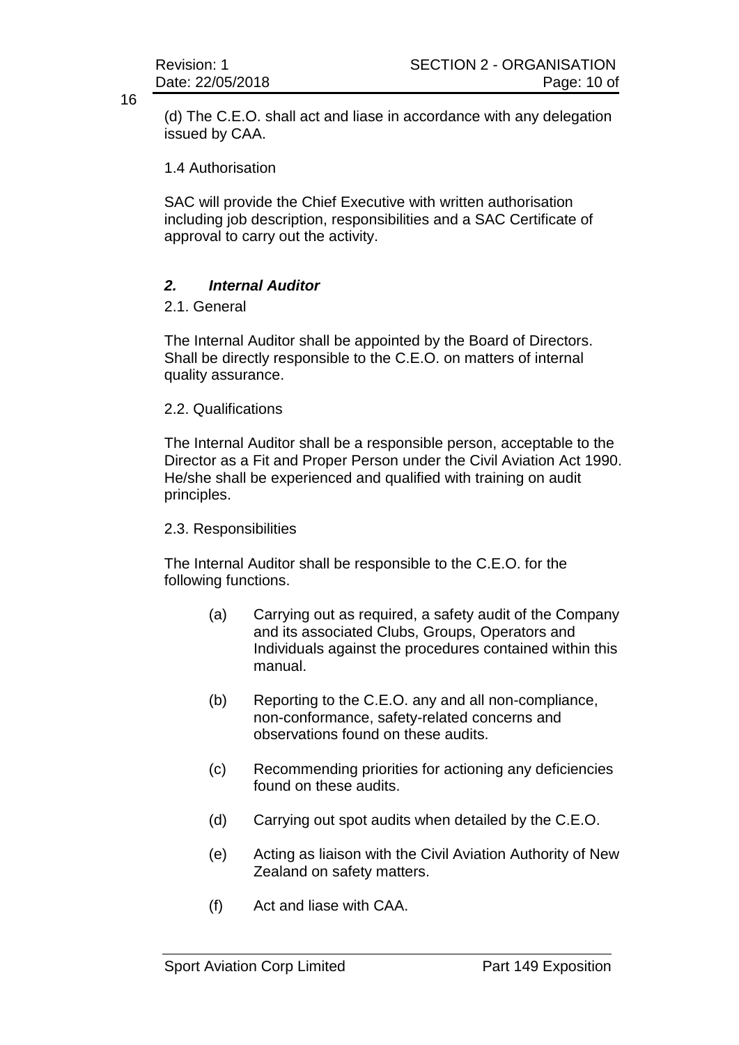(d) The C.E.O. shall act and liase in accordance with any delegation issued by CAA.

1.4 Authorisation

SAC will provide the Chief Executive with written authorisation including job description, responsibilities and a SAC Certificate of approval to carry out the activity.

## *2. Internal Auditor*

2.1. General

The Internal Auditor shall be appointed by the Board of Directors. Shall be directly responsible to the C.E.O. on matters of internal quality assurance.

2.2. Qualifications

The Internal Auditor shall be a responsible person, acceptable to the Director as a Fit and Proper Person under the Civil Aviation Act 1990. He/she shall be experienced and qualified with training on audit principles.

2.3. Responsibilities

The Internal Auditor shall be responsible to the C.E.O. for the following functions.

(a) Carrying out as required, a safety audit of the Company and its associated Clubs, Groups, Operators and Individuals against the procedures contained within this manual.

(b) Reporting to the C.E.O. any and all non-compliance, non-conformance, safety-related concerns and observations found on these audits.

(c) Recommending priorities for actioning any deficiencies found on these audits.

(d) Carrying out spot audits when detailed by the C.E.O.

(e) Acting as liaison with the Civil Aviation Authority of New Zealand on safety matters.

(f) Act and liase with CAA.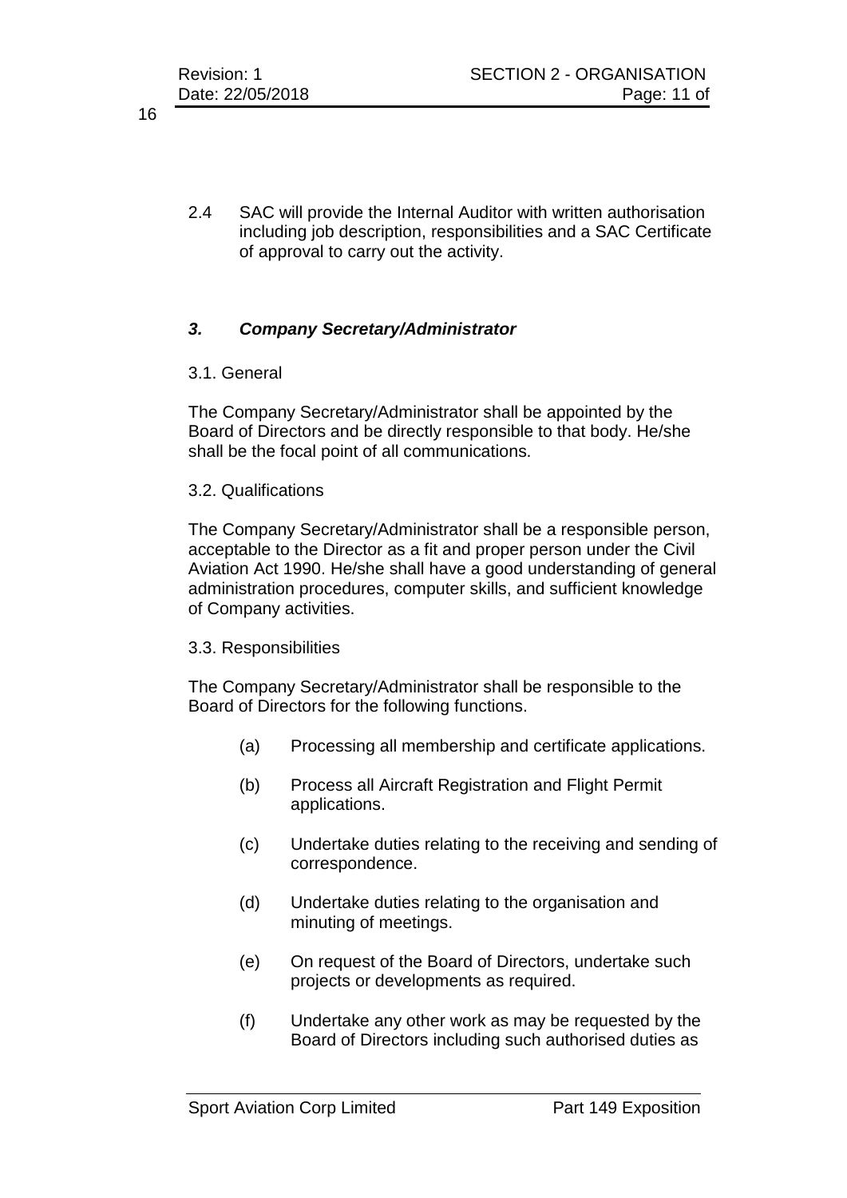2.4 SAC will provide the Internal Auditor with written authorisation including job description, responsibilities and a SAC Certificate of approval to carry out the activity.

### ***3. Company Secretary/Administrator***

3.1. General

The Company Secretary/Administrator shall be appointed by the Board of Directors and be directly responsible to that body. He/she shall be the focal point of all communications.

3.2. Qualifications

The Company Secretary/Administrator shall be a responsible person, acceptable to the Director as a fit and proper person under the Civil Aviation Act 1990. He/she shall have a good understanding of general administration procedures, computer skills, and sufficient knowledge of Company activities.

3.3. Responsibilities

The Company Secretary/Administrator shall be responsible to the Board of Directors for the following functions.

(a) Processing all membership and certificate applications.

(b) Process all Aircraft Registration and Flight Permit applications.

(c) Undertake duties relating to the receiving and sending of correspondence.

(d) Undertake duties relating to the organisation and minuting of meetings.

(e) On request of the Board of Directors, undertake such projects or developments as required.

(f) Undertake any other work as may be requested by the Board of Directors including such authorised duties as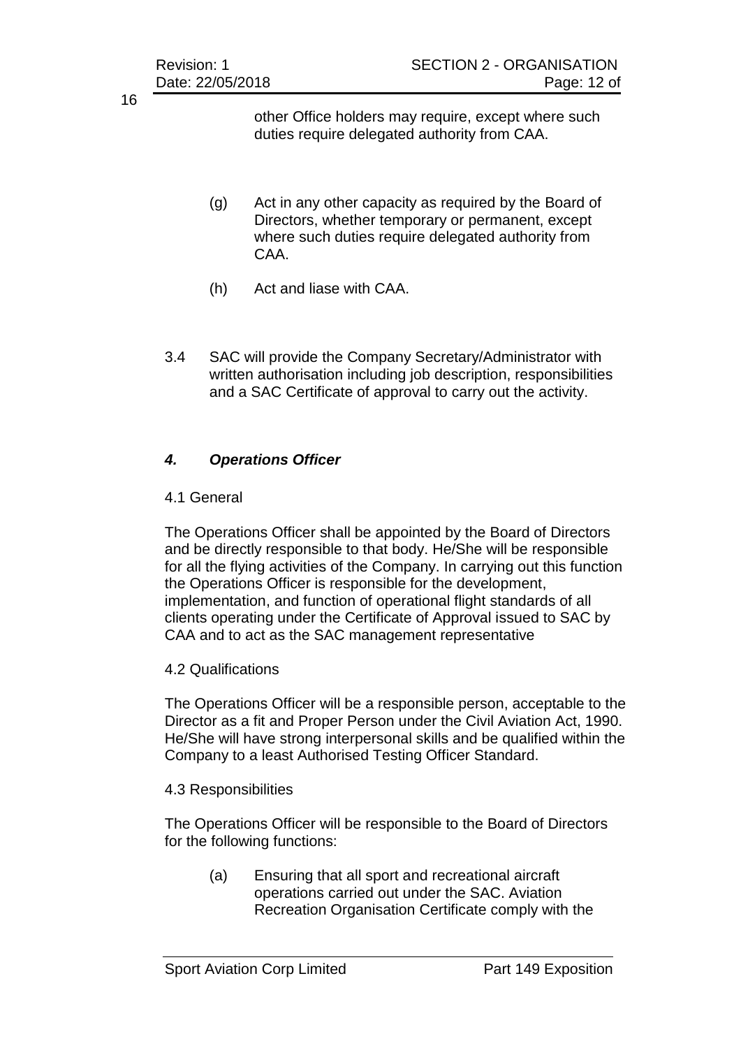other Office holders may require, except where such duties require delegated authority from CAA.

(g) Act in any other capacity as required by the Board of Directors, whether temporary or permanent, except where such duties require delegated authority from CAA.

(h) Act and liase with CAA.

3.4 SAC will provide the Company Secretary/Administrator with written authorisation including job description, responsibilities and a SAC Certificate of approval to carry out the activity.

## ***4. Operations Officer***

### 4.1 General

The Operations Officer shall be appointed by the Board of Directors and be directly responsible to that body. He/She will be responsible for all the flying activities of the Company. In carrying out this function the Operations Officer is responsible for the development, implementation, and function of operational flight standards of all clients operating under the Certificate of Approval issued to SAC by CAA and to act as the SAC management representative

### 4.2 Qualifications

The Operations Officer will be a responsible person, acceptable to the Director as a fit and Proper Person under the Civil Aviation Act, 1990. He/She will have strong interpersonal skills and be qualified within the Company to a least Authorised Testing Officer Standard.

### 4.3 Responsibilities

The Operations Officer will be responsible to the Board of Directors for the following functions:

(a) Ensuring that all sport and recreational aircraft operations carried out under the SAC. Aviation Recreation Organisation Certificate comply with the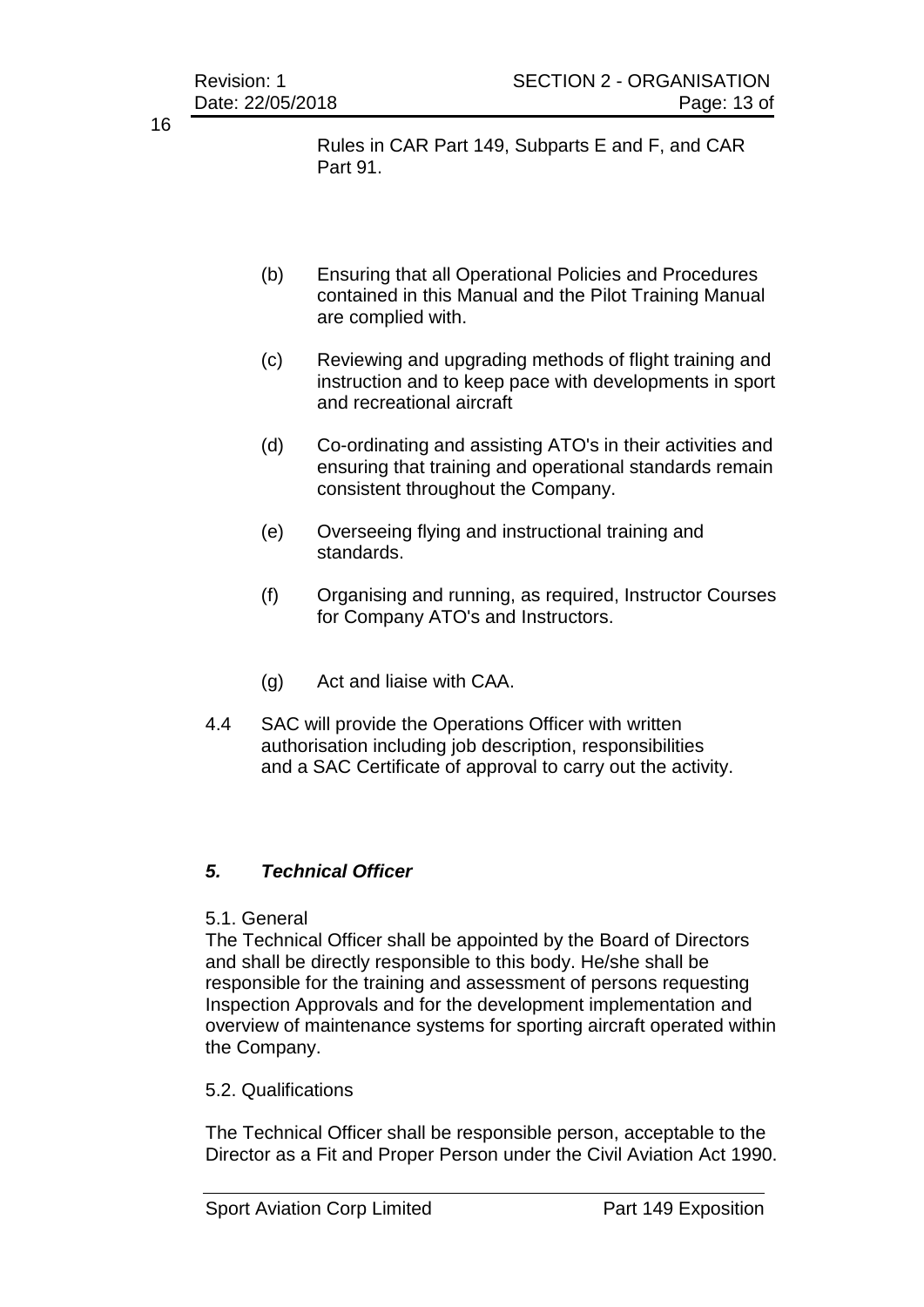Rules in CAR Part 149, Subparts E and F, and CAR Part 91.

(b) Ensuring that all Operational Policies and Procedures contained in this Manual and the Pilot Training Manual are complied with.

(c) Reviewing and upgrading methods of flight training and instruction and to keep pace with developments in sport and recreational aircraft

(d) Co-ordinating and assisting ATO's in their activities and ensuring that training and operational standards remain consistent throughout the Company.

(e) Overseeing flying and instructional training and standards.

(f) Organising and running, as required, Instructor Courses for Company ATO's and Instructors.

(g) Act and liaise with CAA.

4.4 SAC will provide the Operations Officer with written authorisation including job description, responsibilities and a SAC Certificate of approval to carry out the activity.

## *5. Technical Officer*

5.1. General

The Technical Officer shall be appointed by the Board of Directors and shall be directly responsible to this body. He/she shall be responsible for the training and assessment of persons requesting Inspection Approvals and for the development implementation and overview of maintenance systems for sporting aircraft operated within the Company.

5.2. Qualifications

The Technical Officer shall be responsible person, acceptable to the Director as a Fit and Proper Person under the Civil Aviation Act 1990.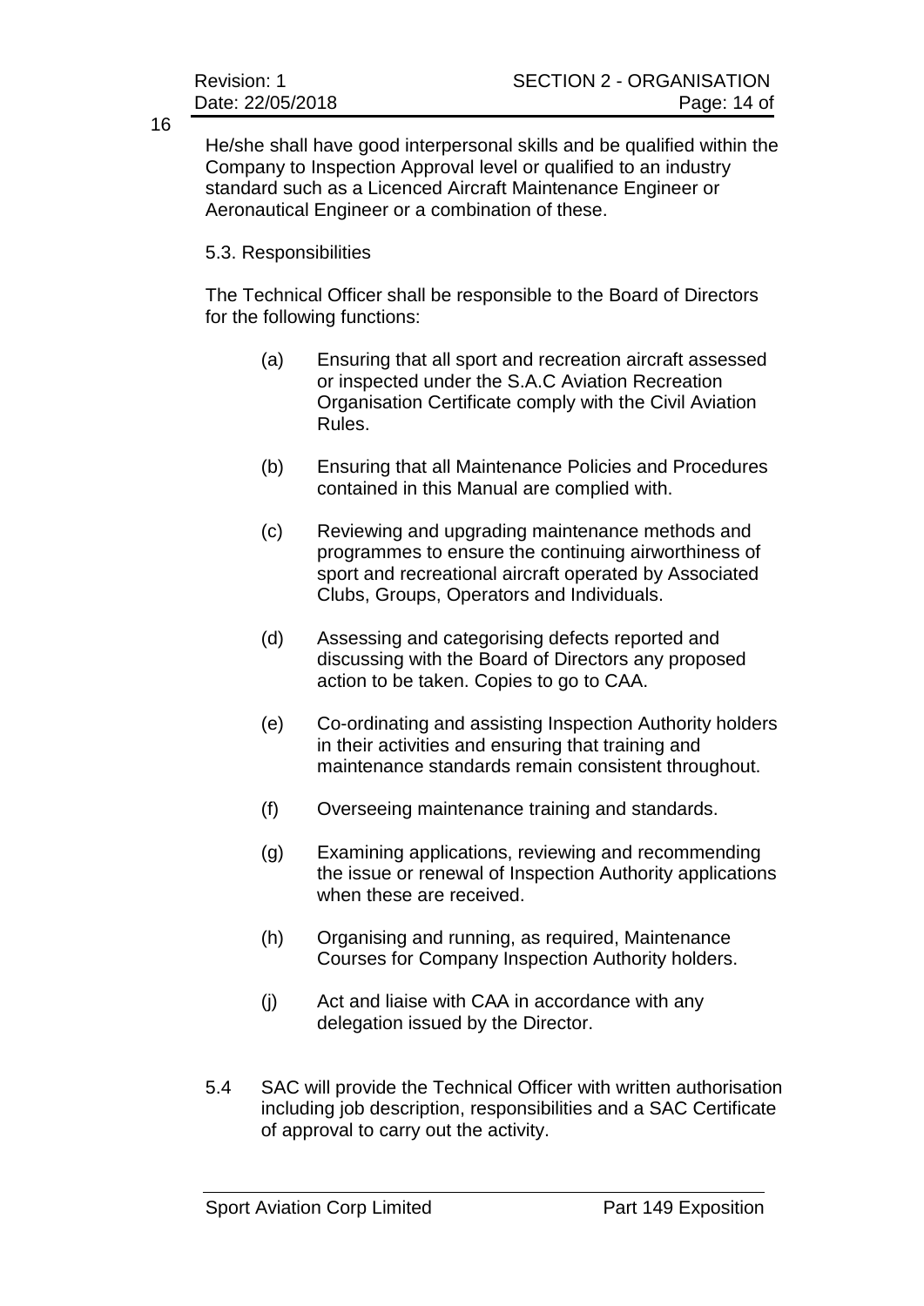He/she shall have good interpersonal skills and be qualified within the Company to Inspection Approval level or qualified to an industry standard such as a Licenced Aircraft Maintenance Engineer or Aeronautical Engineer or a combination of these.

5.3. Responsibilities

The Technical Officer shall be responsible to the Board of Directors for the following functions:

(a) Ensuring that all sport and recreation aircraft assessed or inspected under the S.A.C Aviation Recreation Organisation Certificate comply with the Civil Aviation Rules.

(b) Ensuring that all Maintenance Policies and Procedures contained in this Manual are complied with.

(c) Reviewing and upgrading maintenance methods and programmes to ensure the continuing airworthiness of sport and recreational aircraft operated by Associated Clubs, Groups, Operators and Individuals.

(d) Assessing and categorising defects reported and discussing with the Board of Directors any proposed action to be taken. Copies to go to CAA.

(e) Co-ordinating and assisting Inspection Authority holders in their activities and ensuring that training and maintenance standards remain consistent throughout.

(f) Overseeing maintenance training and standards.

(g) Examining applications, reviewing and recommending the issue or renewal of Inspection Authority applications when these are received.

(h) Organising and running, as required, Maintenance Courses for Company Inspection Authority holders.

(j) Act and liaise with CAA in accordance with any delegation issued by the Director.

5.4 SAC will provide the Technical Officer with written authorisation including job description, responsibilities and a SAC Certificate of approval to carry out the activity.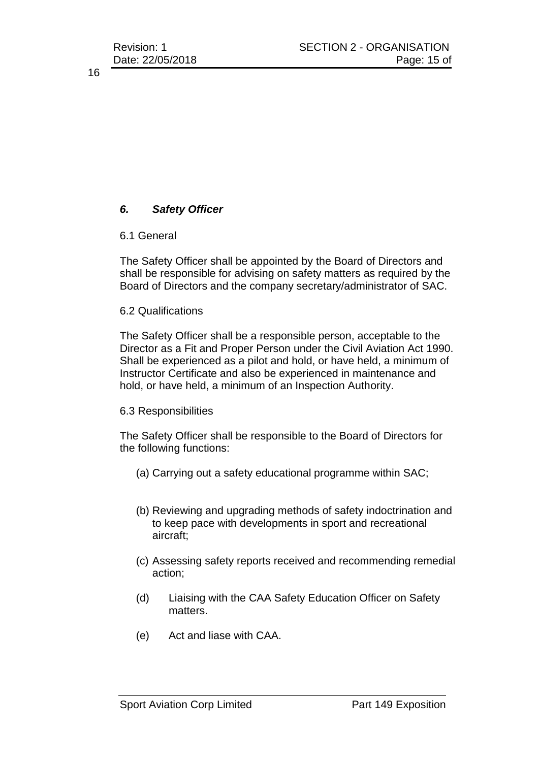## *6. Safety Officer*

6.1 General

The Safety Officer shall be appointed by the Board of Directors and shall be responsible for advising on safety matters as required by the Board of Directors and the company secretary/administrator of SAC.

6.2 Qualifications

The Safety Officer shall be a responsible person, acceptable to the Director as a Fit and Proper Person under the Civil Aviation Act 1990. Shall be experienced as a pilot and hold, or have held, a minimum of Instructor Certificate and also be experienced in maintenance and hold, or have held, a minimum of an Inspection Authority.

6.3 Responsibilities

The Safety Officer shall be responsible to the Board of Directors for the following functions:

(a) Carrying out a safety educational programme within SAC;

(b) Reviewing and upgrading methods of safety indoctrination and to keep pace with developments in sport and recreational aircraft;

(c) Assessing safety reports received and recommending remedial action;

(d) Liaising with the CAA Safety Education Officer on Safety matters.

(e) Act and liase with CAA.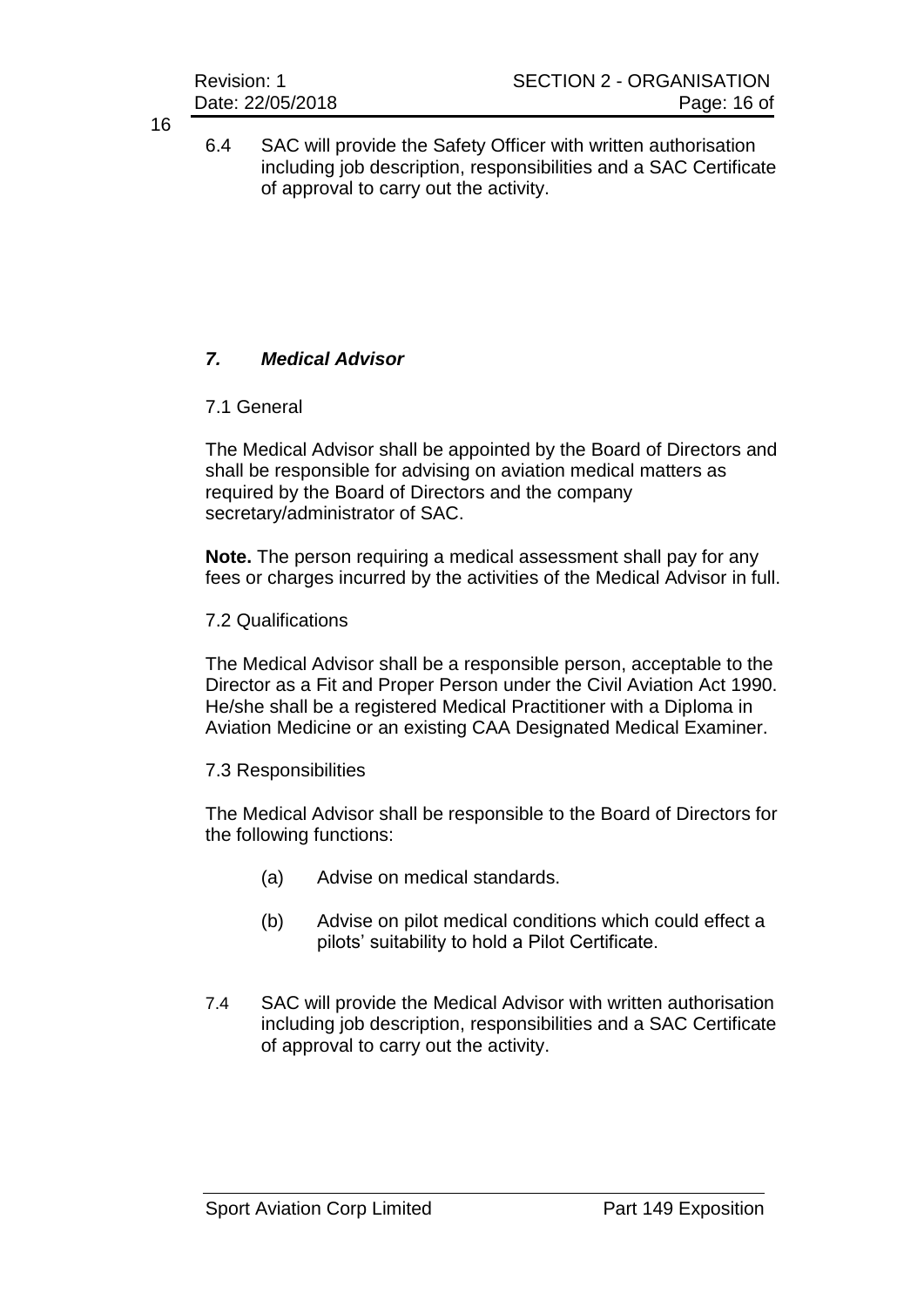6.4 SAC will provide the Safety Officer with written authorisation including job description, responsibilities and a SAC Certificate of approval to carry out the activity.

### *7. Medical Advisor*

7.1 General

The Medical Advisor shall be appointed by the Board of Directors and shall be responsible for advising on aviation medical matters as required by the Board of Directors and the company secretary/administrator of SAC.

**Note.** The person requiring a medical assessment shall pay for any fees or charges incurred by the activities of the Medical Advisor in full.

7.2 Qualifications

The Medical Advisor shall be a responsible person, acceptable to the Director as a Fit and Proper Person under the Civil Aviation Act 1990. He/she shall be a registered Medical Practitioner with a Diploma in Aviation Medicine or an existing CAA Designated Medical Examiner.

7.3 Responsibilities

The Medical Advisor shall be responsible to the Board of Directors for the following functions:

(a) Advise on medical standards.

(b) Advise on pilot medical conditions which could effect a pilots' suitability to hold a Pilot Certificate.

7.4 SAC will provide the Medical Advisor with written authorisation including job description, responsibilities and a SAC Certificate of approval to carry out the activity.